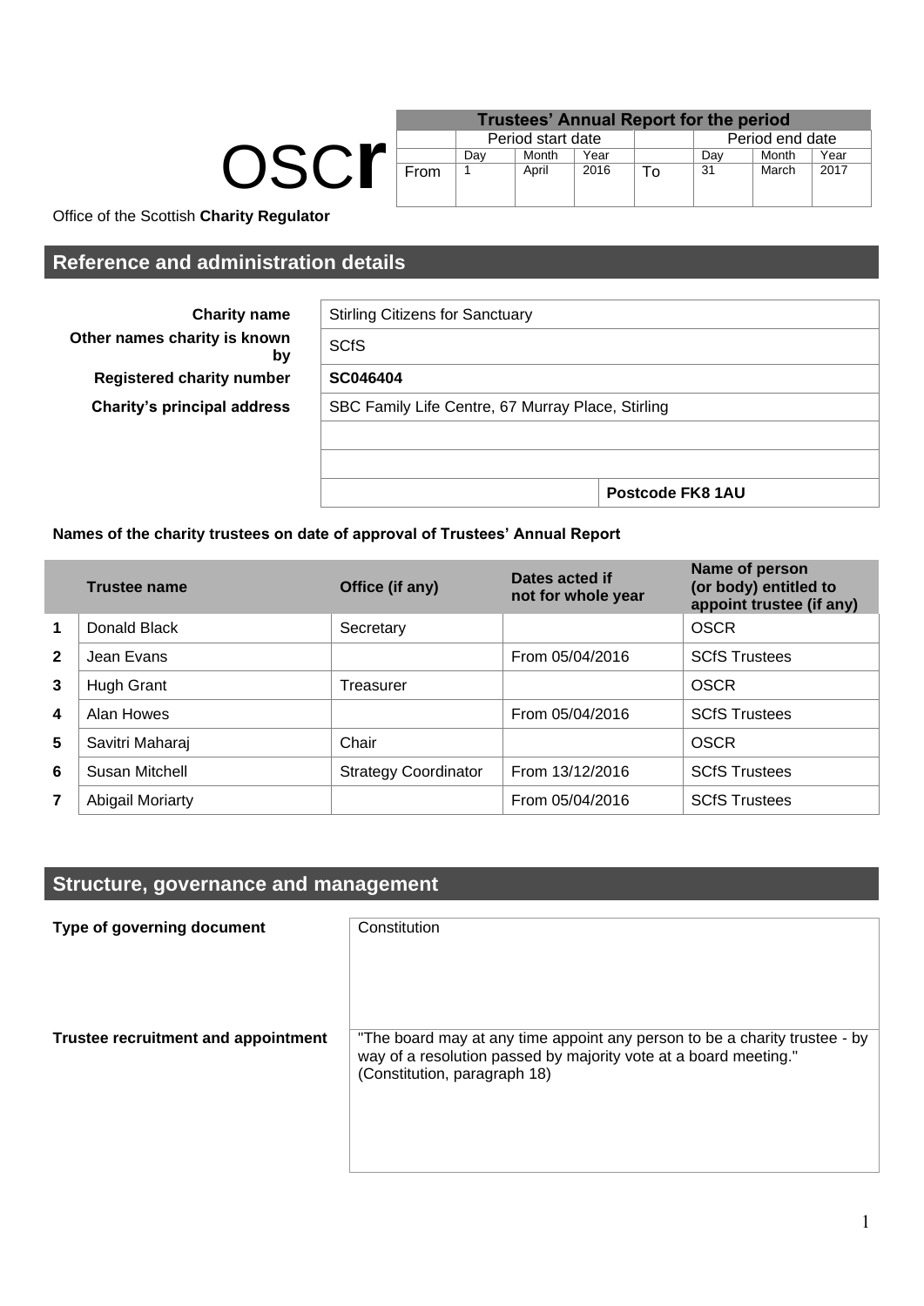OSCR

Office of the Scottish **Charity Regulator**

| Trustees' Annual Report for the period | | | | | | | |
|---|---|---|---|---|---|---|---|
| | Period start date | | | | Period end date | | |
| | Day | Month | Year | | Day | Month | Year |
| From | 1 | April | 2016 | To | 31 | March | 2017 |

## Reference and administration details

| | |
|---|---|
| **Charity name** | Stirling Citizens for Sanctuary |
| **Other names charity is known by** | SCfS |
| **Registered charity number** | **SC046404** |
| **Charity's principal address** | SBC Family Life Centre, 67 Murray Place, Stirling |
| | |
| | |
| | **Postcode FK8 1AU** |

**Names of the charity trustees on date of approval of Trustees' Annual Report**

| | Trustee name | Office (if any) | Dates acted if not for whole year | Name of person (or body) entitled to appoint trustee (if any) |
|---|---|---|---|---|
| 1 | Donald Black | Secretary | | OSCR |
| 2 | Jean Evans | | From 05/04/2016 | SCfS Trustees |
| 3 | Hugh Grant | Treasurer | | OSCR |
| 4 | Alan Howes | | From 05/04/2016 | SCfS Trustees |
| 5 | Savitri Maharaj | Chair | | OSCR |
| 6 | Susan Mitchell | Strategy Coordinator | From 13/12/2016 | SCfS Trustees |
| 7 | Abigail Moriarty | | From 05/04/2016 | SCfS Trustees |

## Structure, governance and management

| | |
|---|---|
| **Type of governing document** | Constitution |
| **Trustee recruitment and appointment** | "The board may at any time appoint any person to be a charity trustee - by way of a resolution passed by majority vote at a board meeting." (Constitution, paragraph 18) |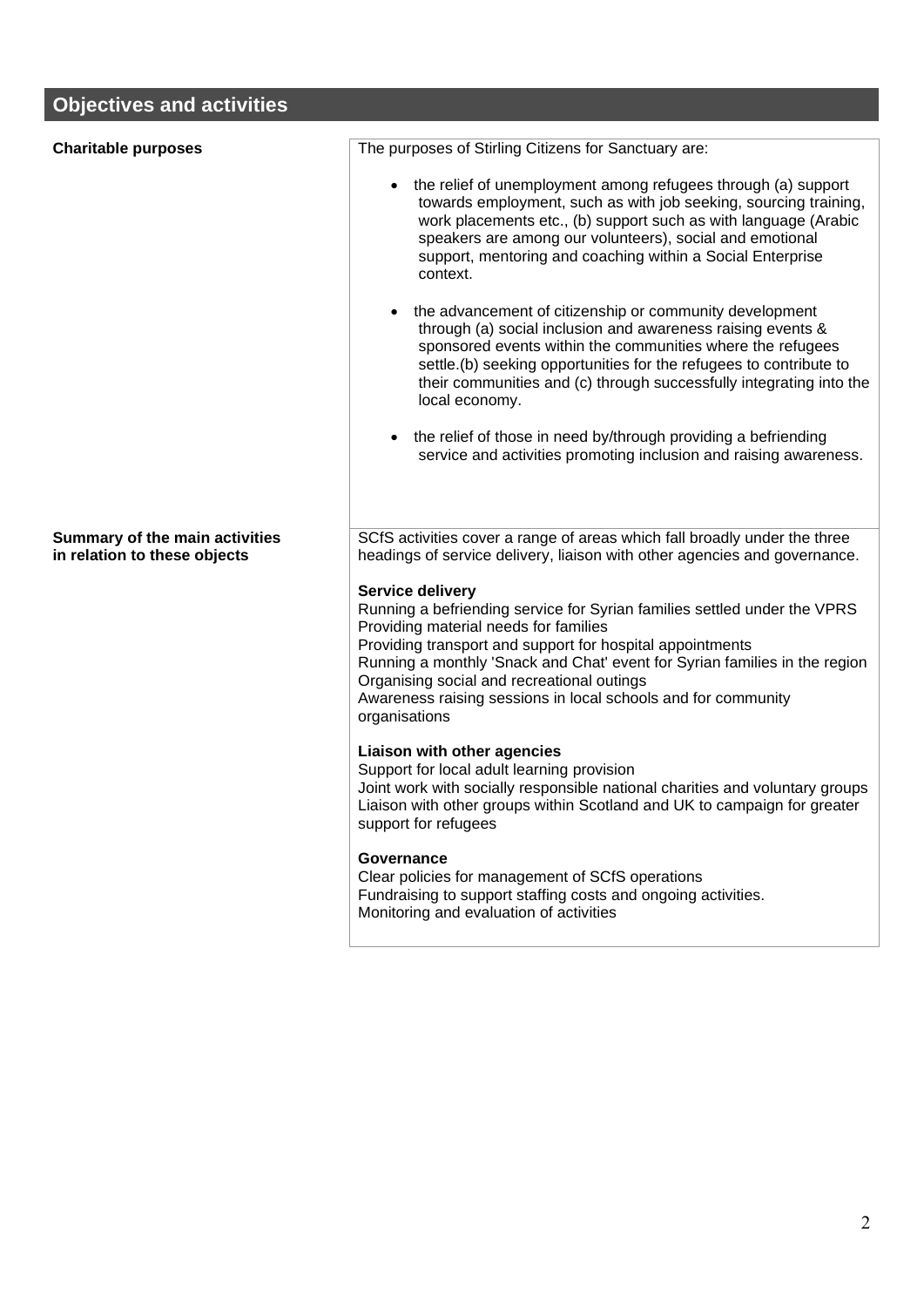## Objectives and activities

**Charitable purposes**

The purposes of Stirling Citizens for Sanctuary are:

- the relief of unemployment among refugees through (a) support towards employment, such as with job seeking, sourcing training, work placements etc., (b) support such as with language (Arabic speakers are among our volunteers), social and emotional support, mentoring and coaching within a Social Enterprise context.
- the advancement of citizenship or community development through (a) social inclusion and awareness raising events & sponsored events within the communities where the refugees settle.(b) seeking opportunities for the refugees to contribute to their communities and (c) through successfully integrating into the local economy.
- the relief of those in need by/through providing a befriending service and activities promoting inclusion and raising awareness.

**Summary of the main activities in relation to these objects**

SCfS activities cover a range of areas which fall broadly under the three headings of service delivery, liaison with other agencies and governance.

**Service delivery**

Running a befriending service for Syrian families settled under the VPRS
Providing material needs for families
Providing transport and support for hospital appointments
Running a monthly 'Snack and Chat' event for Syrian families in the region
Organising social and recreational outings
Awareness raising sessions in local schools and for community organisations

**Liaison with other agencies**

Support for local adult learning provision
Joint work with socially responsible national charities and voluntary groups
Liaison with other groups within Scotland and UK to campaign for greater support for refugees

**Governance**

Clear policies for management of SCfS operations
Fundraising to support staffing costs and ongoing activities.
Monitoring and evaluation of activities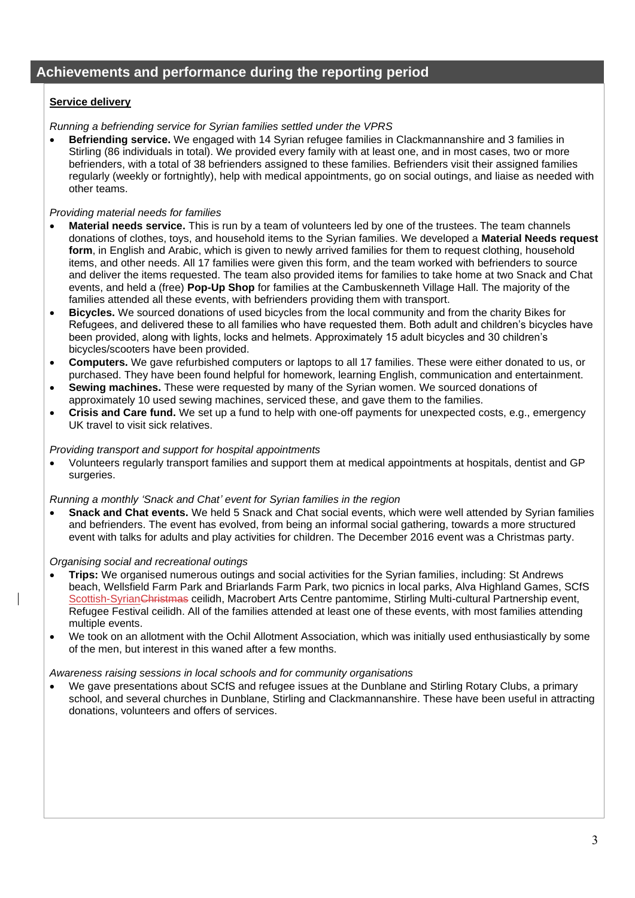## Achievements and performance during the reporting period

**Service delivery**

*Running a befriending service for Syrian families settled under the VPRS*

- **Befriending service.** We engaged with 14 Syrian refugee families in Clackmannanshire and 3 families in Stirling (86 individuals in total). We provided every family with at least one, and in most cases, two or more befrienders, with a total of 38 befrienders assigned to these families. Befrienders visit their assigned families regularly (weekly or fortnightly), help with medical appointments, go on social outings, and liaise as needed with other teams.

*Providing material needs for families*

- **Material needs service.** This is run by a team of volunteers led by one of the trustees. The team channels donations of clothes, toys, and household items to the Syrian families. We developed a **Material Needs request form**, in English and Arabic, which is given to newly arrived families for them to request clothing, household items, and other needs. All 17 families were given this form, and the team worked with befrienders to source and deliver the items requested. The team also provided items for families to take home at two Snack and Chat events, and held a (free) **Pop-Up Shop** for families at the Cambuskenneth Village Hall. The majority of the families attended all these events, with befrienders providing them with transport.
- **Bicycles.** We sourced donations of used bicycles from the local community and from the charity Bikes for Refugees, and delivered these to all families who have requested them. Both adult and children's bicycles have been provided, along with lights, locks and helmets. Approximately 15 adult bicycles and 30 children's bicycles/scooters have been provided.
- **Computers.** We gave refurbished computers or laptops to all 17 families. These were either donated to us, or purchased. They have been found helpful for homework, learning English, communication and entertainment.
- **Sewing machines.** These were requested by many of the Syrian women. We sourced donations of approximately 10 used sewing machines, serviced these, and gave them to the families.
- **Crisis and Care fund.** We set up a fund to help with one-off payments for unexpected costs, e.g., emergency UK travel to visit sick relatives.

*Providing transport and support for hospital appointments*

- Volunteers regularly transport families and support them at medical appointments at hospitals, dentist and GP surgeries.

*Running a monthly 'Snack and Chat' event for Syrian families in the region*

- **Snack and Chat events.** We held 5 Snack and Chat social events, which were well attended by Syrian families and befrienders. The event has evolved, from being an informal social gathering, towards a more structured event with talks for adults and play activities for children. The December 2016 event was a Christmas party.

*Organising social and recreational outings*

- **Trips:** We organised numerous outings and social activities for the Syrian families, including: St Andrews beach, Wellsfield Farm Park and Briarlands Farm Park, two picnics in local parks, Alva Highland Games, SCfS Scottish-Syrian~~Christmas~~ ceilidh, Macrobert Arts Centre pantomime, Stirling Multi-cultural Partnership event, Refugee Festival ceilidh. All of the families attended at least one of these events, with most families attending multiple events.
- We took on an allotment with the Ochil Allotment Association, which was initially used enthusiastically by some of the men, but interest in this waned after a few months.

*Awareness raising sessions in local schools and for community organisations*

- We gave presentations about SCfS and refugee issues at the Dunblane and Stirling Rotary Clubs, a primary school, and several churches in Dunblane, Stirling and Clackmannanshire. These have been useful in attracting donations, volunteers and offers of services.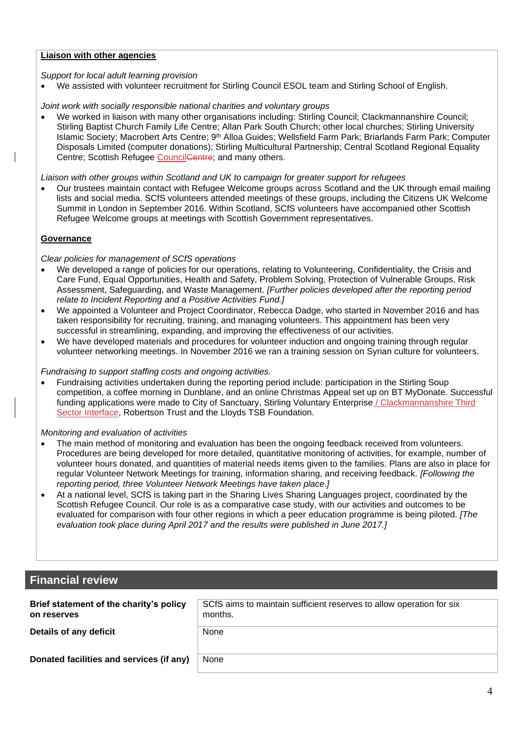**Liaison with other agencies**

*Support for local adult learning provision*

- We assisted with volunteer recruitment for Stirling Council ESOL team and Stirling School of English.

*Joint work with socially responsible national charities and voluntary groups*

- We worked in liaison with many other organisations including: Stirling Council; Clackmannanshire Council; Stirling Baptist Church Family Life Centre; Allan Park South Church; other local churches; Stirling University Islamic Society; Macrobert Arts Centre; 9th Alloa Guides; Wellsfield Farm Park; Briarlands Farm Park; Computer Disposals Limited (computer donations); Stirling Multicultural Partnership; Central Scotland Regional Equality Centre; Scottish Refugee Council~~Centre~~; and many others.

*Liaison with other groups within Scotland and UK to campaign for greater support for refugees*

- Our trustees maintain contact with Refugee Welcome groups across Scotland and the UK through email mailing lists and social media. SCfS volunteers attended meetings of these groups, including the Citizens UK Welcome Summit in London in September 2016. Within Scotland, SCfS volunteers have accompanied other Scottish Refugee Welcome groups at meetings with Scottish Government representatives.

**Governance**

*Clear policies for management of SCfS operations*

- We developed a range of policies for our operations, relating to Volunteering, Confidentiality, the Crisis and Care Fund, Equal Opportunities, Health and Safety, Problem Solving, Protection of Vulnerable Groups, Risk Assessment, Safeguarding, and Waste Management. *[Further policies developed after the reporting period relate to Incident Reporting and a Positive Activities Fund.]*
- We appointed a Volunteer and Project Coordinator, Rebecca Dadge, who started in November 2016 and has taken responsibility for recruiting, training, and managing volunteers. This appointment has been very successful in streamlining, expanding, and improving the effectiveness of our activities.
- We have developed materials and procedures for volunteer induction and ongoing training through regular volunteer networking meetings. In November 2016 we ran a training session on Syrian culture for volunteers.

*Fundraising to support staffing costs and ongoing activities.*

- Fundraising activities undertaken during the reporting period include: participation in the Stirling Soup competition, a coffee morning in Dunblane, and an online Christmas Appeal set up on BT MyDonate. Successful funding applications were made to City of Sanctuary, Stirling Voluntary Enterprise / Clackmannanshire Third Sector Interface, Robertson Trust and the Lloyds TSB Foundation.

*Monitoring and evaluation of activities*

- The main method of monitoring and evaluation has been the ongoing feedback received from volunteers. Procedures are being developed for more detailed, quantitative monitoring of activities, for example, number of volunteer hours donated, and quantities of material needs items given to the families. Plans are also in place for regular Volunteer Network Meetings for training, information sharing, and receiving feedback. *[Following the reporting period, three Volunteer Network Meetings have taken place.]*
- At a national level, SCfS is taking part in the Sharing Lives Sharing Languages project, coordinated by the Scottish Refugee Council. Our role is as a comparative case study, with our activities and outcomes to be evaluated for comparison with four other regions in which a peer education programme is being piloted. *[The evaluation took place during April 2017 and the results were published in June 2017.]*

## Financial review

| | |
|---|---|
| **Brief statement of the charity's policy on reserves** | SCfS aims to maintain sufficient reserves to allow operation for six months. |
| **Details of any deficit** | None |
| **Donated facilities and services (if any)** | None |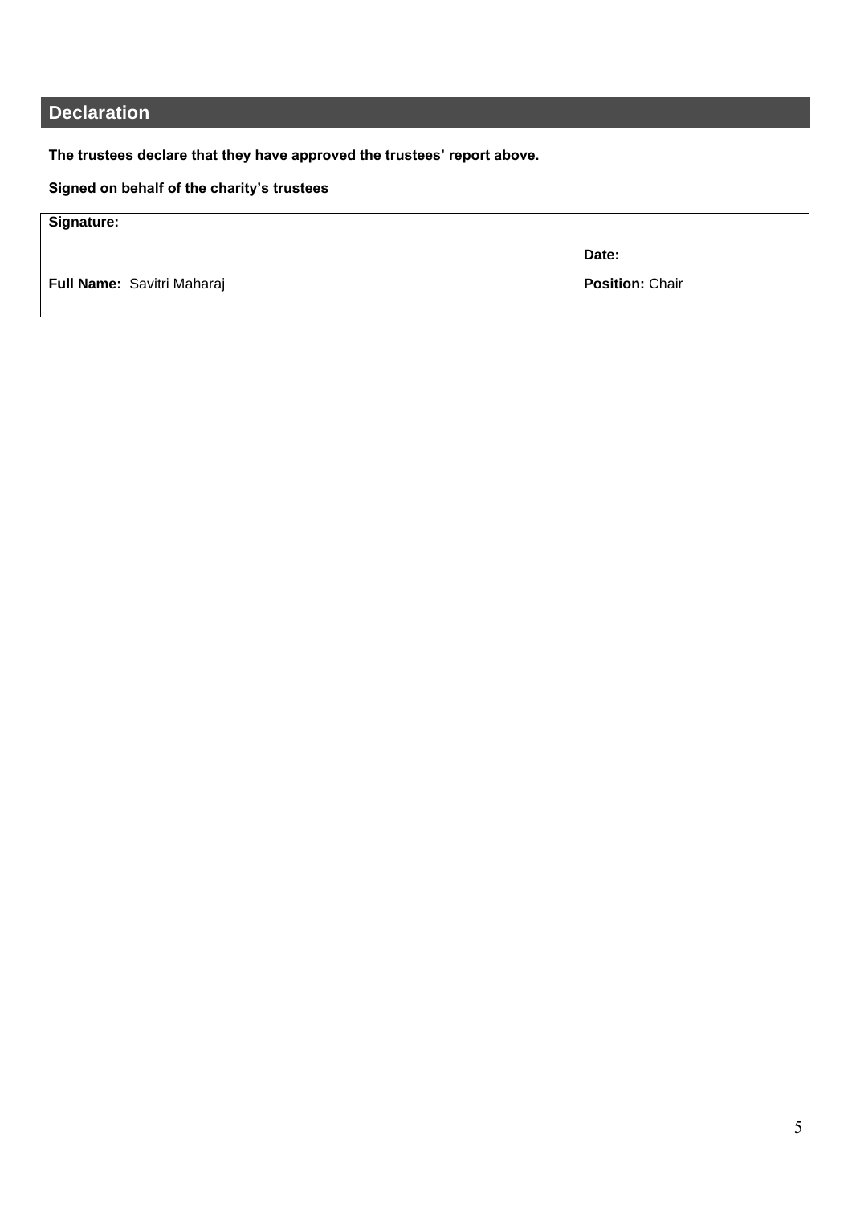## Declaration

**The trustees declare that they have approved the trustees' report above.**

**Signed on behalf of the charity's trustees**

| | |
|---|---|
| **Signature:** | |
| | **Date:** |
| **Full Name:** Savitri Maharaj | **Position:** Chair |